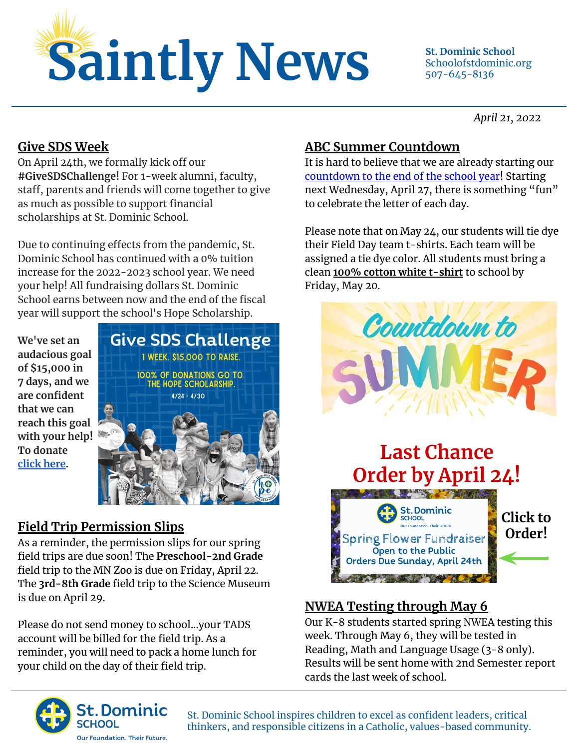# Saintly News

**St. Dominic School**
Schoolofstdominic.org
507-645-8136

*April 21, 2022*

## Give SDS Week

On April 24th, we formally kick off our **#GiveSDSChallenge!** For 1-week alumni, faculty, staff, parents and friends will come together to give as much as possible to support financial scholarships at St. Dominic School.

Due to continuing effects from the pandemic, St. Dominic School has continued with a 0% tuition increase for the 2022-2023 school year. We need your help! All fundraising dollars St. Dominic School earns between now and the end of the fiscal year will support the school's Hope Scholarship.

**We've set an audacious goal of $15,000 in 7 days, and we are confident that we can reach this goal with your help! To donate click here.**

Give SDS Challenge
1 WEEK. $15,000 TO RAISE.
100% OF DONATIONS GO TO THE HOPE SCHOLARSHIP.
4/24 - 4/30

## Field Trip Permission Slips

As a reminder, the permission slips for our spring field trips are due soon! The **Preschool-2nd Grade** field trip to the MN Zoo is due on Friday, April 22. The **3rd-8th Grade** field trip to the Science Museum is due on April 29.

Please do not send money to school...your TADS account will be billed for the field trip. As a reminder, you will need to pack a home lunch for your child on the day of their field trip.

## ABC Summer Countdown

It is hard to believe that we are already starting our countdown to the end of the school year! Starting next Wednesday, April 27, there is something "fun" to celebrate the letter of each day.

Please note that on May 24, our students will tie dye their Field Day team t-shirts. Each team will be assigned a tie dye color. All students must bring a clean **100% cotton white t-shirt** to school by Friday, May 20.

Countdown to SUMMER

## Last Chance Order by April 24!

St. Dominic School
Spring Flower Fundraiser
Open to the Public
Orders Due Sunday, April 24th

**Click to Order!**

## NWEA Testing through May 6

Our K-8 students started spring NWEA testing this week. Through May 6, they will be tested in Reading, Math and Language Usage (3-8 only). Results will be sent home with 2nd Semester report cards the last week of school.

St. Dominic School — Our Foundation. Their Future.

St. Dominic School inspires children to excel as confident leaders, critical thinkers, and responsible citizens in a Catholic, values-based community.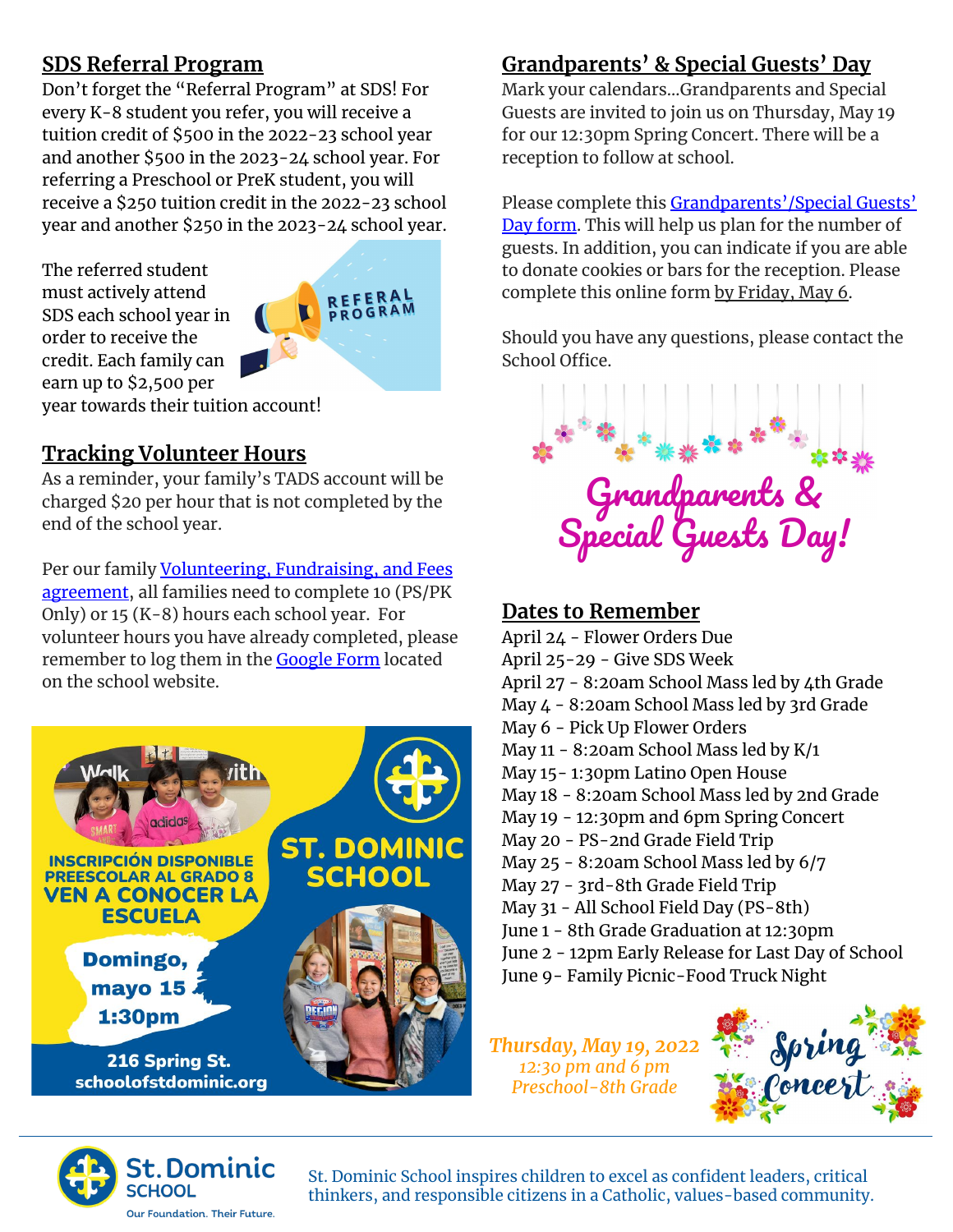## SDS Referral Program

Don't forget the "Referral Program" at SDS! For every K-8 student you refer, you will receive a tuition credit of $500 in the 2022-23 school year and another $500 in the 2023-24 school year. For referring a Preschool or PreK student, you will receive a $250 tuition credit in the 2022-23 school year and another $250 in the 2023-24 school year.

The referred student must actively attend SDS each school year in order to receive the credit. Each family can earn up to $2,500 per year towards their tuition account!

REFERAL PROGRAM

## Tracking Volunteer Hours

As a reminder, your family's TADS account will be charged $20 per hour that is not completed by the end of the school year.

Per our family Volunteering, Fundraising, and Fees agreement, all families need to complete 10 (PS/PK Only) or 15 (K-8) hours each school year. For volunteer hours you have already completed, please remember to log them in the Google Form located on the school website.

INSCRIPCIÓN DISPONIBLE PREESCOLAR AL GRADO 8
VEN A CONOCER LA ESCUELA

**Domingo, mayo 15 1:30pm**

216 Spring St.
schoolofstdominic.org

**ST. DOMINIC SCHOOL**

## Grandparents' & Special Guests' Day

Mark your calendars...Grandparents and Special Guests are invited to join us on Thursday, May 19 for our 12:30pm Spring Concert. There will be a reception to follow at school.

Please complete this Grandparents'/Special Guests' Day form. This will help us plan for the number of guests. In addition, you can indicate if you are able to donate cookies or bars for the reception. Please complete this online form by Friday, May 6.

Should you have any questions, please contact the School Office.

Grandparents & Special Guests Day!

## Dates to Remember

April 24 - Flower Orders Due
April 25-29 - Give SDS Week
April 27 - 8:20am School Mass led by 4th Grade
May 4 - 8:20am School Mass led by 3rd Grade
May 6 - Pick Up Flower Orders
May 11 - 8:20am School Mass led by K/1
May 15- 1:30pm Latino Open House
May 18 - 8:20am School Mass led by 2nd Grade
May 19 - 12:30pm and 6pm Spring Concert
May 20 - PS-2nd Grade Field Trip
May 25 - 8:20am School Mass led by 6/7
May 27 - 3rd-8th Grade Field Trip
May 31 - All School Field Day (PS-8th)
June 1 - 8th Grade Graduation at 12:30pm
June 2 - 12pm Early Release for Last Day of School
June 9- Family Picnic-Food Truck Night

*Thursday, May 19, 2022*
*12:30 pm and 6 pm*
*Preschool-8th Grade*

Spring Concert

St. Dominic SCHOOL
Our Foundation. Their Future.

St. Dominic School inspires children to excel as confident leaders, critical thinkers, and responsible citizens in a Catholic, values-based community.